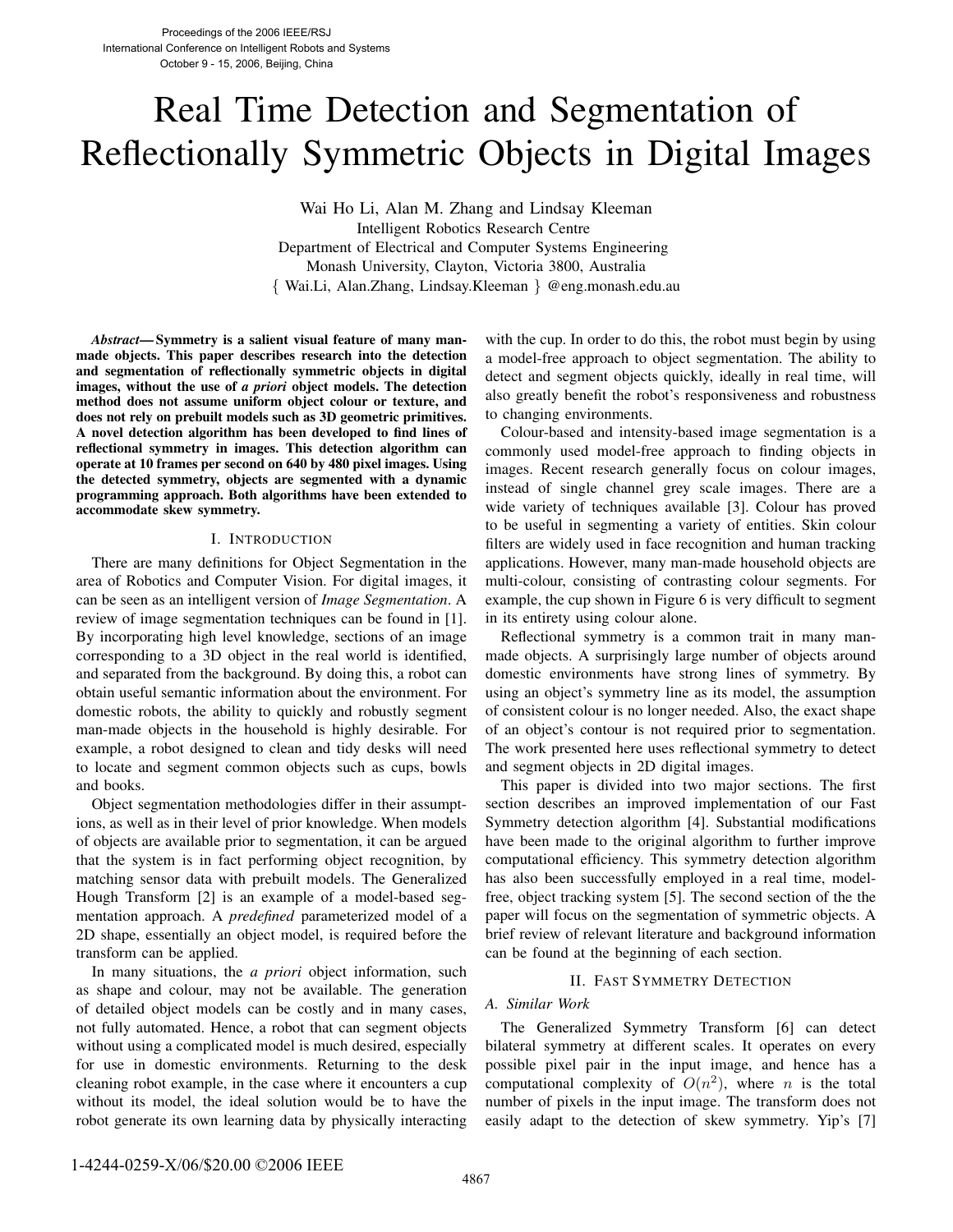# Real Time Detection and Segmentation of Reflectionally Symmetric Objects in Digital Images

Wai Ho Li, Alan M. Zhang and Lindsay Kleeman
Intelligent Robotics Research Centre
Department of Electrical and Computer Systems Engineering
Monash University, Clayton, Victoria 3800, Australia
{ Wai.Li, Alan.Zhang, Lindsay.Kleeman } @eng.monash.edu.au

***Abstract*— Symmetry is a salient visual feature of many man-made objects. This paper describes research into the detection and segmentation of reflectionally symmetric objects in digital images, without the use of *a priori* object models. The detection method does not assume uniform object colour or texture, and does not rely on prebuilt models such as 3D geometric primitives. A novel detection algorithm has been developed to find lines of reflectional symmetry in images. This detection algorithm can operate at 10 frames per second on 640 by 480 pixel images. Using the detected symmetry, objects are segmented with a dynamic programming approach. Both algorithms have been extended to accommodate skew symmetry.**

## I. Introduction

There are many definitions for Object Segmentation in the area of Robotics and Computer Vision. For digital images, it can be seen as an intelligent version of *Image Segmentation*. A review of image segmentation techniques can be found in [1]. By incorporating high level knowledge, sections of an image corresponding to a 3D object in the real world is identified, and separated from the background. By doing this, a robot can obtain useful semantic information about the environment. For domestic robots, the ability to quickly and robustly segment man-made objects in the household is highly desirable. For example, a robot designed to clean and tidy desks will need to locate and segment common objects such as cups, bowls and books.

Object segmentation methodologies differ in their assumptions, as well as in their level of prior knowledge. When models of objects are available prior to segmentation, it can be argued that the system is in fact performing object recognition, by matching sensor data with prebuilt models. The Generalized Hough Transform [2] is an example of a model-based segmentation approach. A *predefined* parameterized model of a 2D shape, essentially an object model, is required before the transform can be applied.

In many situations, the *a priori* object information, such as shape and colour, may not be available. The generation of detailed object models can be costly and in many cases, not fully automated. Hence, a robot that can segment objects without using a complicated model is much desired, especially for use in domestic environments. Returning to the desk cleaning robot example, in the case where it encounters a cup without its model, the ideal solution would be to have the robot generate its own learning data by physically interacting with the cup. In order to do this, the robot must begin by using a model-free approach to object segmentation. The ability to detect and segment objects quickly, ideally in real time, will also greatly benefit the robot's responsiveness and robustness to changing environments.

Colour-based and intensity-based image segmentation is a commonly used model-free approach to finding objects in images. Recent research generally focus on colour images, instead of single channel grey scale images. There are a wide variety of techniques available [3]. Colour has proved to be useful in segmenting a variety of entities. Skin colour filters are widely used in face recognition and human tracking applications. However, many man-made household objects are multi-colour, consisting of contrasting colour segments. For example, the cup shown in Figure 6 is very difficult to segment in its entirety using colour alone.

Reflectional symmetry is a common trait in many man-made objects. A surprisingly large number of objects around domestic environments have strong lines of symmetry. By using an object's symmetry line as its model, the assumption of consistent colour is no longer needed. Also, the exact shape of an object's contour is not required prior to segmentation. The work presented here uses reflectional symmetry to detect and segment objects in 2D digital images.

This paper is divided into two major sections. The first section describes an improved implementation of our Fast Symmetry detection algorithm [4]. Substantial modifications have been made to the original algorithm to further improve computational efficiency. This symmetry detection algorithm has also been successfully employed in a real time, model-free, object tracking system [5]. The second section of the the paper will focus on the segmentation of symmetric objects. A brief review of relevant literature and background information can be found at the beginning of each section.

## II. Fast Symmetry Detection

### A. Similar Work

The Generalized Symmetry Transform [6] can detect bilateral symmetry at different scales. It operates on every possible pixel pair in the input image, and hence has a computational complexity of $O(n^2)$, where $n$ is the total number of pixels in the input image. The transform does not easily adapt to the detection of skew symmetry. Yip's [7]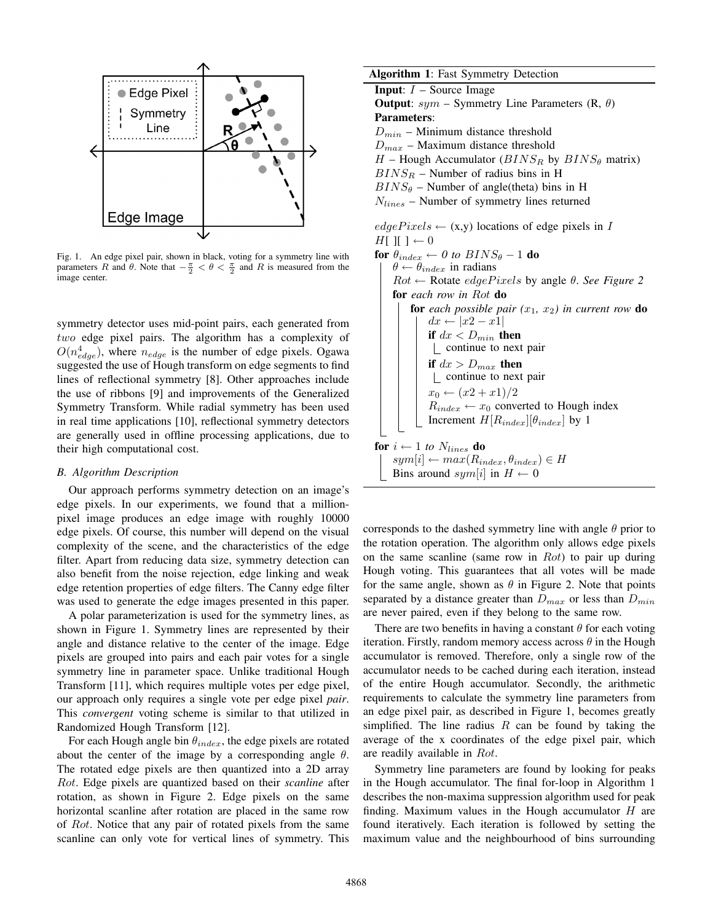Fig. 1. An edge pixel pair, shown in black, voting for a symmetry line with parameters $R$ and $\theta$. Note that $-\frac{\pi}{2} < \theta < \frac{\pi}{2}$ and $R$ is measured from the image center.

symmetry detector uses mid-point pairs, each generated from *two* edge pixel pairs. The algorithm has a complexity of $O(n_{edge}^4)$, where $n_{edge}$ is the number of edge pixels. Ogawa suggested the use of Hough transform on edge segments to find lines of reflectional symmetry [8]. Other approaches include the use of ribbons [9] and improvements of the Generalized Symmetry Transform. While radial symmetry has been used in real time applications [10], reflectional symmetry detectors are generally used in offline processing applications, due to their high computational cost.

### *B. Algorithm Description*

Our approach performs symmetry detection on an image's edge pixels. In our experiments, we found that a million-pixel image produces an edge image with roughly 10000 edge pixels. Of course, this number will depend on the visual complexity of the scene, and the characteristics of the edge filter. Apart from reducing data size, symmetry detection can also benefit from the noise rejection, edge linking and weak edge retention properties of edge filters. The Canny edge filter was used to generate the edge images presented in this paper.

A polar parameterization is used for the symmetry lines, as shown in Figure 1. Symmetry lines are represented by their angle and distance relative to the center of the image. Edge pixels are grouped into pairs and each pair votes for a single symmetry line in parameter space. Unlike traditional Hough Transform [11], which requires multiple votes per edge pixel, our approach only requires a single vote per edge pixel *pair*. This *convergent* voting scheme is similar to that utilized in Randomized Hough Transform [12].

For each Hough angle bin $\theta_{index}$, the edge pixels are rotated about the center of the image by a corresponding angle $\theta$. The rotated edge pixels are then quantized into a 2D array $Rot$. Edge pixels are quantized based on their *scanline* after rotation, as shown in Figure 2. Edge pixels on the same horizontal scanline after rotation are placed in the same row of $Rot$. Notice that any pair of rotated pixels from the same scanline can only vote for vertical lines of symmetry. This

**Algorithm 1**: Fast Symmetry Detection

```
Input: I – Source Image
Output: sym – Symmetry Line Parameters (R, θ)
Parameters:
D_min – Minimum distance threshold
D_max – Maximum distance threshold
H – Hough Accumulator (BINS_R by BINS_θ matrix)
BINS_R – Number of radius bins in H
BINS_θ – Number of angle(theta) bins in H
N_lines – Number of symmetry lines returned

edgePixels ← (x,y) locations of edge pixels in I
H[ ][ ] ← 0
for θ_index ← 0 to BINS_θ − 1 do
    θ ← θ_index in radians
    Rot ← Rotate edgePixels by angle θ. See Figure 2
    for each row in Rot do
        for each possible pair (x1, x2) in current row do
            dx ← |x2 − x1|
            if dx < D_min then
                continue to next pair
            if dx > D_max then
                continue to next pair
            x0 ← (x2 + x1)/2
            R_index ← x0 converted to Hough index
            Increment H[R_index][θ_index] by 1
for i ← 1 to N_lines do
    sym[i] ← max(R_index, θ_index) ∈ H
    Bins around sym[i] in H ← 0
```

corresponds to the dashed symmetry line with angle $\theta$ prior to the rotation operation. The algorithm only allows edge pixels on the same scanline (same row in $Rot$) to pair up during Hough voting. This guarantees that all votes will be made for the same angle, shown as $\theta$ in Figure 2. Note that points separated by a distance greater than $D_{max}$ or less than $D_{min}$ are never paired, even if they belong to the same row.

There are two benefits in having a constant $\theta$ for each voting iteration. Firstly, random memory access across $\theta$ in the Hough accumulator is removed. Therefore, only a single row of the accumulator needs to be cached during each iteration, instead of the entire Hough accumulator. Secondly, the arithmetic requirements to calculate the symmetry line parameters from an edge pixel pair, as described in Figure 1, becomes greatly simplified. The line radius $R$ can be found by taking the average of the x coordinates of the edge pixel pair, which are readily available in $Rot$.

Symmetry line parameters are found by looking for peaks in the Hough accumulator. The final for-loop in Algorithm 1 describes the non-maxima suppression algorithm used for peak finding. Maximum values in the Hough accumulator $H$ are found iteratively. Each iteration is followed by setting the maximum value and the neighbourhood of bins surrounding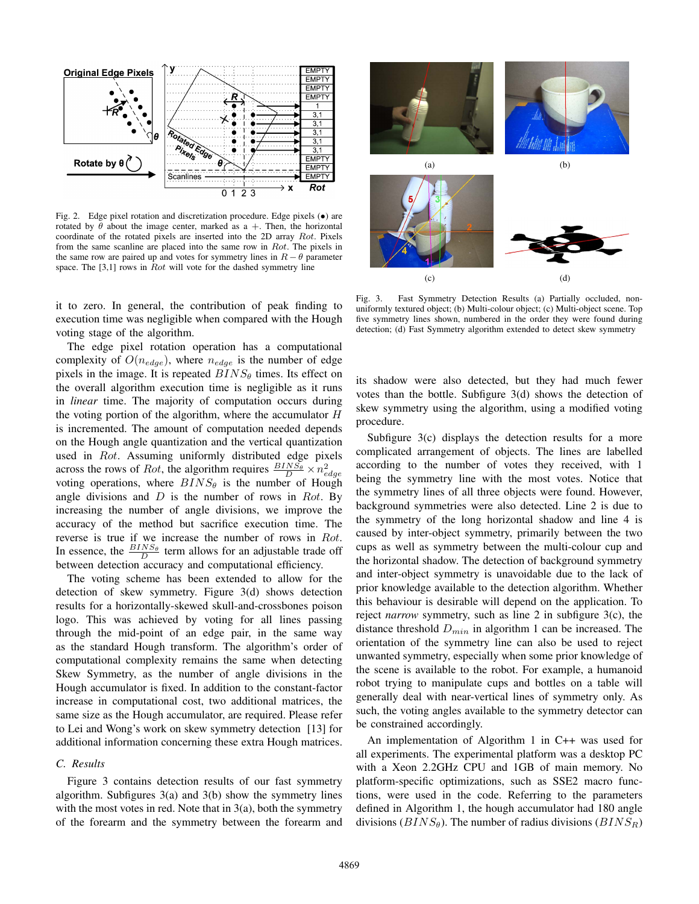Fig. 2. Edge pixel rotation and discretization procedure. Edge pixels (•) are rotated by $\theta$ about the image center, marked as a $+$. Then, the horizontal coordinate of the rotated pixels are inserted into the 2D array $Rot$. Pixels from the same scanline are placed into the same row in $Rot$. The pixels in the same row are paired up and votes for symmetry lines in $R-\theta$ parameter space. The [3,1] rows in $Rot$ will vote for the dashed symmetry line

Fig. 3. Fast Symmetry Detection Results (a) Partially occluded, non-uniformly textured object; (b) Multi-colour object; (c) Multi-object scene. Top five symmetry lines shown, numbered in the order they were found during detection; (d) Fast Symmetry algorithm extended to detect skew symmetry

it to zero. In general, the contribution of peak finding to execution time was negligible when compared with the Hough voting stage of the algorithm.

The edge pixel rotation operation has a computational complexity of $O(n_{edge})$, where $n_{edge}$ is the number of edge pixels in the image. It is repeated $BINS_{\theta}$ times. Its effect on the overall algorithm execution time is negligible as it runs in *linear* time. The majority of computation occurs during the voting portion of the algorithm, where the accumulator $H$ is incremented. The amount of computation needed depends on the Hough angle quantization and the vertical quantization used in $Rot$. Assuming uniformly distributed edge pixels across the rows of $Rot$, the algorithm requires $\frac{BINS_{\theta}}{D} \times n_{edge}^2$ voting operations, where $BINS_{\theta}$ is the number of Hough angle divisions and $D$ is the number of rows in $Rot$. By increasing the number of angle divisions, we improve the accuracy of the method but sacrifice execution time. The reverse is true if we increase the number of rows in $Rot$. In essence, the $\frac{BINS_{\theta}}{D}$ term allows for an adjustable trade off between detection accuracy and computational efficiency.

The voting scheme has been extended to allow for the detection of skew symmetry. Figure 3(d) shows detection results for a horizontally-skewed skull-and-crossbones poison logo. This was achieved by voting for all lines passing through the mid-point of an edge pair, in the same way as the standard Hough transform. The algorithm's order of computational complexity remains the same when detecting Skew Symmetry, as the number of angle divisions in the Hough accumulator is fixed. In addition to the constant-factor increase in computational cost, two additional matrices, the same size as the Hough accumulator, are required. Please refer to Lei and Wong's work on skew symmetry detection [13] for additional information concerning these extra Hough matrices.

### C. Results

Figure 3 contains detection results of our fast symmetry algorithm. Subfigures 3(a) and 3(b) show the symmetry lines with the most votes in red. Note that in 3(a), both the symmetry of the forearm and the symmetry between the forearm and its shadow were also detected, but they had much fewer votes than the bottle. Subfigure 3(d) shows the detection of skew symmetry using the algorithm, using a modified voting procedure.

Subfigure 3(c) displays the detection results for a more complicated arrangement of objects. The lines are labelled according to the number of votes they received, with 1 being the symmetry line with the most votes. Notice that the symmetry lines of all three objects were found. However, background symmetries were also detected. Line 2 is due to the symmetry of the long horizontal shadow and line 4 is caused by inter-object symmetry, primarily between the two cups as well as symmetry between the multi-colour cup and the horizontal shadow. The detection of background symmetry and inter-object symmetry is unavoidable due to the lack of prior knowledge available to the detection algorithm. Whether this behaviour is desirable will depend on the application. To reject *narrow* symmetry, such as line 2 in subfigure 3(c), the distance threshold $D_{min}$ in algorithm 1 can be increased. The orientation of the symmetry line can also be used to reject unwanted symmetry, especially when some prior knowledge of the scene is available to the robot. For example, a humanoid robot trying to manipulate cups and bottles on a table will generally deal with near-vertical lines of symmetry only. As such, the voting angles available to the symmetry detector can be constrained accordingly.

An implementation of Algorithm 1 in C++ was used for all experiments. The experimental platform was a desktop PC with a Xeon 2.2GHz CPU and 1GB of main memory. No platform-specific optimizations, such as SSE2 macro functions, were used in the code. Referring to the parameters defined in Algorithm 1, the hough accumulator had 180 angle divisions ($BINS_{\theta}$). The number of radius divisions ($BINS_R$)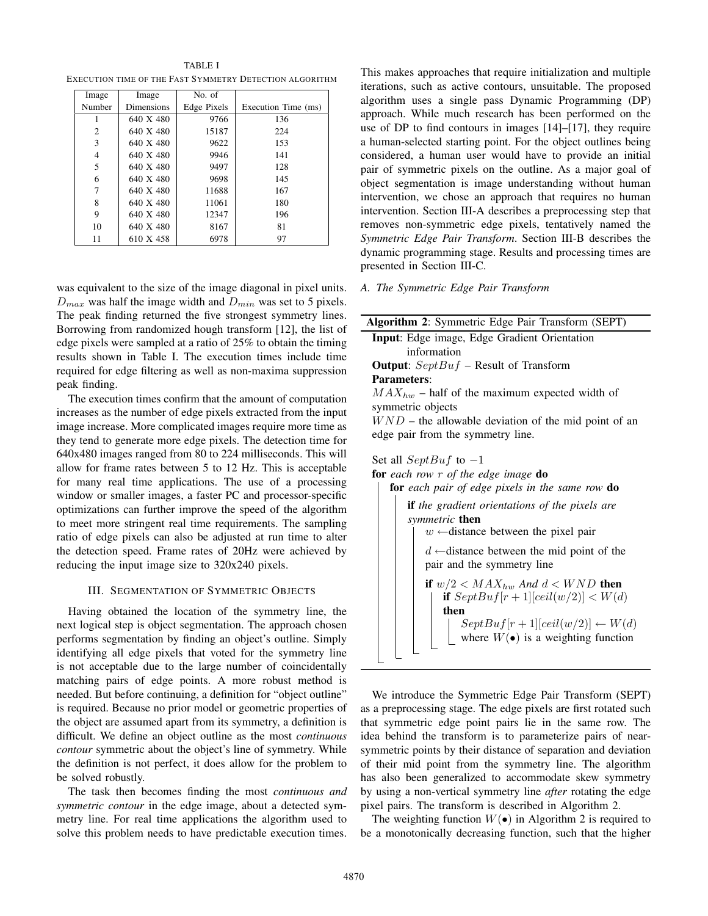TABLE I

EXECUTION TIME OF THE FAST SYMMETRY DETECTION ALGORITHM

| Image Number | Image Dimensions | No. of Edge Pixels | Execution Time (ms) |
|---|---|---|---|
| 1 | 640 X 480 | 9766 | 136 |
| 2 | 640 X 480 | 15187 | 224 |
| 3 | 640 X 480 | 9622 | 153 |
| 4 | 640 X 480 | 9946 | 141 |
| 5 | 640 X 480 | 9497 | 128 |
| 6 | 640 X 480 | 9698 | 145 |
| 7 | 640 X 480 | 11688 | 167 |
| 8 | 640 X 480 | 11061 | 180 |
| 9 | 640 X 480 | 12347 | 196 |
| 10 | 640 X 480 | 8167 | 81 |
| 11 | 610 X 458 | 6978 | 97 |

was equivalent to the size of the image diagonal in pixel units. $D_{max}$ was half the image width and $D_{min}$ was set to 5 pixels. The peak finding returned the five strongest symmetry lines. Borrowing from randomized hough transform [12], the list of edge pixels were sampled at a ratio of 25% to obtain the timing results shown in Table I. The execution times include time required for edge filtering as well as non-maxima suppression peak finding.

The execution times confirm that the amount of computation increases as the number of edge pixels extracted from the input image increase. More complicated images require more time as they tend to generate more edge pixels. The detection time for 640x480 images ranged from 80 to 224 milliseconds. This will allow for frame rates between 5 to 12 Hz. This is acceptable for many real time applications. The use of a processing window or smaller images, a faster PC and processor-specific optimizations can further improve the speed of the algorithm to meet more stringent real time requirements. The sampling ratio of edge pixels can also be adjusted at run time to alter the detection speed. Frame rates of 20Hz were achieved by reducing the input image size to 320x240 pixels.

## III. SEGMENTATION OF SYMMETRIC OBJECTS

Having obtained the location of the symmetry line, the next logical step is object segmentation. The approach chosen performs segmentation by finding an object's outline. Simply identifying all edge pixels that voted for the symmetry line is not acceptable due to the large number of coincidentally matching pairs of edge points. A more robust method is needed. But before continuing, a definition for "object outline" is required. Because no prior model or geometric properties of the object are assumed apart from its symmetry, a definition is difficult. We define an object outline as the most *continuous contour* symmetric about the object's line of symmetry. While the definition is not perfect, it does allow for the problem to be solved robustly.

The task then becomes finding the most *continuous and symmetric contour* in the edge image, about a detected symmetry line. For real time applications the algorithm used to solve this problem needs to have predictable execution times. This makes approaches that require initialization and multiple iterations, such as active contours, unsuitable. The proposed algorithm uses a single pass Dynamic Programming (DP) approach. While much research has been performed on the use of DP to find contours in images [14]–[17], they require a human-selected starting point. For the object outlines being considered, a human user would have to provide an initial pair of symmetric pixels on the outline. As a major goal of object segmentation is image understanding without human intervention, we chose an approach that requires no human intervention. Section III-A describes a preprocessing step that removes non-symmetric edge pixels, tentatively named the *Symmetric Edge Pair Transform*. Section III-B describes the dynamic programming stage. Results and processing times are presented in Section III-C.

### A. The Symmetric Edge Pair Transform

**Algorithm 2**: Symmetric Edge Pair Transform (SEPT)

**Input**: Edge image, Edge Gradient Orientation information

**Output**: $SeptBuf$ – Result of Transform

**Parameters**:

$MAX_{hw}$ – half of the maximum expected width of symmetric objects

$WND$ – the allowable deviation of the mid point of an edge pair from the symmetry line.

```
Set all SeptBuf to −1
for each row r of the edge image do
    for each pair of edge pixels in the same row do
        if the gradient orientations of the pixels are symmetric then
            w ← distance between the pixel pair
            d ← distance between the mid point of the pair and the symmetry line
            if w/2 < MAX_hw And d < WND then
                if SeptBuf[r+1][ceil(w/2)] < W(d) then
                    SeptBuf[r+1][ceil(w/2)] ← W(d)
                    where W(•) is a weighting function
```

We introduce the Symmetric Edge Pair Transform (SEPT) as a preprocessing stage. The edge pixels are first rotated such that symmetric edge point pairs lie in the same row. The idea behind the transform is to parameterize pairs of near-symmetric points by their distance of separation and deviation of their mid point from the symmetry line. The algorithm has also been generalized to accommodate skew symmetry by using a non-vertical symmetry line *after* rotating the edge pixel pairs. The transform is described in Algorithm 2.

The weighting function $W(\bullet)$ in Algorithm 2 is required to be a monotonically decreasing function, such that the higher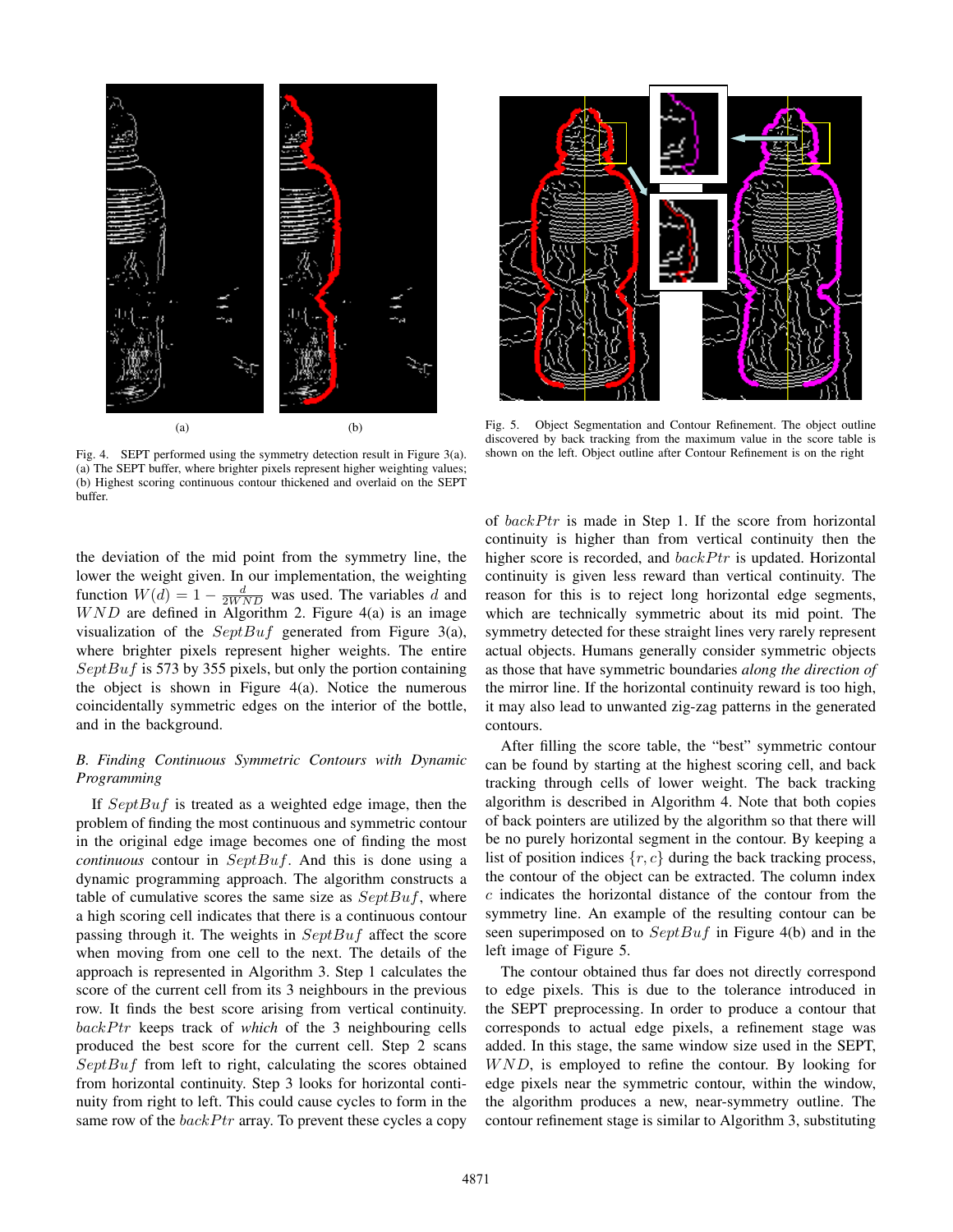(a)

(b)

Fig. 4. SEPT performed using the symmetry detection result in Figure 3(a). (a) The SEPT buffer, where brighter pixels represent higher weighting values; (b) Highest scoring continuous contour thickened and overlaid on the SEPT buffer.

Fig. 5. Object Segmentation and Contour Refinement. The object outline discovered by back tracking from the maximum value in the score table is shown on the left. Object outline after Contour Refinement is on the right

the deviation of the mid point from the symmetry line, the lower the weight given. In our implementation, the weighting function $W(d) = 1 - \frac{d}{2WND}$ was used. The variables $d$ and $WND$ are defined in Algorithm 2. Figure 4(a) is an image visualization of the $SeptBuf$ generated from Figure 3(a), where brighter pixels represent higher weights. The entire $SeptBuf$ is 573 by 355 pixels, but only the portion containing the object is shown in Figure 4(a). Notice the numerous coincidentally symmetric edges on the interior of the bottle, and in the background.

### B. Finding Continuous Symmetric Contours with Dynamic Programming

If $SeptBuf$ is treated as a weighted edge image, then the problem of finding the most continuous and symmetric contour in the original edge image becomes one of finding the most *continuous* contour in $SeptBuf$. And this is done using a dynamic programming approach. The algorithm constructs a table of cumulative scores the same size as $SeptBuf$, where a high scoring cell indicates that there is a continuous contour passing through it. The weights in $SeptBuf$ affect the score when moving from one cell to the next. The details of the approach is represented in Algorithm 3. Step 1 calculates the score of the current cell from its 3 neighbours in the previous row. It finds the best score arising from vertical continuity. $backPtr$ keeps track of *which* of the 3 neighbouring cells produced the best score for the current cell. Step 2 scans $SeptBuf$ from left to right, calculating the scores obtained from horizontal continuity. Step 3 looks for horizontal continuity from right to left. This could cause cycles to form in the same row of the $backPtr$ array. To prevent these cycles a copy of $backPtr$ is made in Step 1. If the score from horizontal continuity is higher than from vertical continuity then the higher score is recorded, and $backPtr$ is updated. Horizontal continuity is given less reward than vertical continuity. The reason for this is to reject long horizontal edge segments, which are technically symmetric about its mid point. The symmetry detected for these straight lines very rarely represent actual objects. Humans generally consider symmetric objects as those that have symmetric boundaries *along the direction of* the mirror line. If the horizontal continuity reward is too high, it may also lead to unwanted zig-zag patterns in the generated contours.

After filling the score table, the "best" symmetric contour can be found by starting at the highest scoring cell, and back tracking through cells of lower weight. The back tracking algorithm is described in Algorithm 4. Note that both copies of back pointers are utilized by the algorithm so that there will be no purely horizontal segment in the contour. By keeping a list of position indices $\{r, c\}$ during the back tracking process, the contour of the object can be extracted. The column index $c$ indicates the horizontal distance of the contour from the symmetry line. An example of the resulting contour can be seen superimposed on to $SeptBuf$ in Figure 4(b) and in the left image of Figure 5.

The contour obtained thus far does not directly correspond to edge pixels. This is due to the tolerance introduced in the SEPT preprocessing. In order to produce a contour that corresponds to actual edge pixels, a refinement stage was added. In this stage, the same window size used in the SEPT, $WND$, is employed to refine the contour. By looking for edge pixels near the symmetric contour, within the window, the algorithm produces a new, near-symmetry outline. The contour refinement stage is similar to Algorithm 3, substituting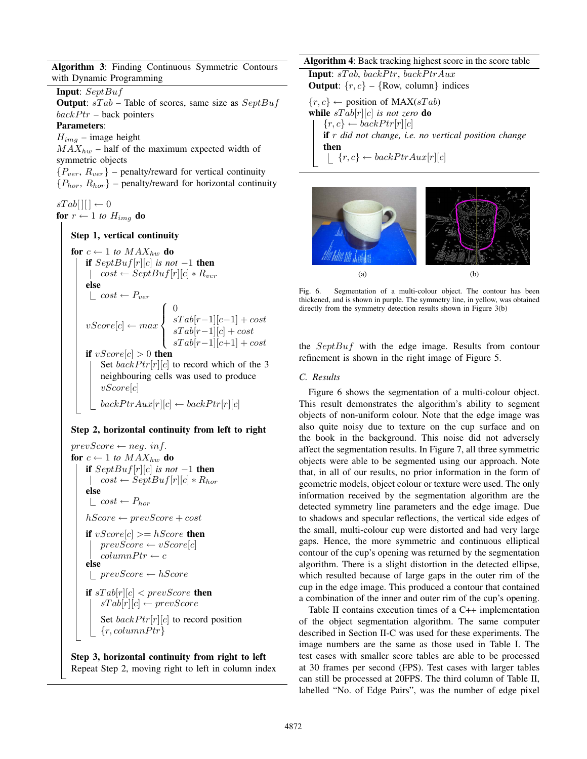**Algorithm 3**: Finding Continuous Symmetric Contours with Dynamic Programming

**Input**: $SeptBuf$
**Output**: $sTab$ – Table of scores, same size as $SeptBuf$
$backPtr$ – back pointers
**Parameters**:
$H_{img}$ – image height
$MAX_{hw}$ – half of the maximum expected width of symmetric objects
$\{P_{ver}, R_{ver}\}$ – penalty/reward for vertical continuity
$\{P_{hor}, R_{hor}\}$ – penalty/reward for horizontal continuity

```
sTab[][] ← 0
for r ← 1 to H_img do
    Step 1, vertical continuity
    for c ← 1 to MAX_hw do
        if SeptBuf[r][c] is not −1 then
            cost ← SeptBuf[r][c] * R_ver
        else
            cost ← P_ver
        vScore[c] ← max { 0
                          sTab[r−1][c−1] + cost
                          sTab[r−1][c] + cost
                          sTab[r−1][c+1] + cost }
        if vScore[c] > 0 then
            Set backPtr[r][c] to record which of the 3
            neighbouring cells was used to produce
            vScore[c]
            backPtrAux[r][c] ← backPtr[r][c]

    Step 2, horizontal continuity from left to right
    prevScore ← neg. inf.
    for c ← 1 to MAX_hw do
        if SeptBuf[r][c] is not −1 then
            cost ← SeptBuf[r][c] * R_hor
        else
            cost ← P_hor
        hScore ← prevScore + cost
        if vScore[c] >= hScore then
            prevScore ← vScore[c]
            columnPtr ← c
        else
            prevScore ← hScore
        if sTab[r][c] < prevScore then
            sTab[r][c] ← prevScore
            Set backPtr[r][c] to record position
            {r, columnPtr}

    Step 3, horizontal continuity from right to left
    Repeat Step 2, moving right to left in column index
```

**Algorithm 4**: Back tracking highest score in the score table

**Input**: $sTab$, $backPtr$, $backPtrAux$
**Output**: $\{r, c\}$ – {Row, column} indices

```
{r, c} ← position of MAX(sTab)
while sTab[r][c] is not zero do
    {r, c} ← backPtr[r][c]
    if r did not change, i.e. no vertical position change
    then
        {r, c} ← backPtrAux[r][c]
```

(a) (b)

Fig. 6. Segmentation of a multi-colour object. The contour has been thickened, and is shown in purple. The symmetry line, in yellow, was obtained directly from the symmetry detection results shown in Figure 3(b)

the $SeptBuf$ with the edge image. Results from contour refinement is shown in the right image of Figure 5.

### C. Results

Figure 6 shows the segmentation of a multi-colour object. This result demonstrates the algorithm's ability to segment objects of non-uniform colour. Note that the edge image was also quite noisy due to texture on the cup surface and on the book in the background. This noise did not adversely affect the segmentation results. In Figure 7, all three symmetric objects were able to be segmented using our approach. Note that, in all of our results, no prior information in the form of geometric models, object colour or texture were used. The only information received by the segmentation algorithm are the detected symmetry line parameters and the edge image. Due to shadows and specular reflections, the vertical side edges of the small, multi-colour cup were distorted and had very large gaps. Hence, the more symmetric and continuous elliptical contour of the cup's opening was returned by the segmentation algorithm. There is a slight distortion in the detected ellipse, which resulted because of large gaps in the outer rim of the cup in the edge image. This produced a contour that contained a combination of the inner and outer rim of the cup's opening.

Table II contains execution times of a C++ implementation of the object segmentation algorithm. The same computer described in Section II-C was used for these experiments. The image numbers are the same as those used in Table I. The test cases with smaller score tables are able to be processed at 30 frames per second (FPS). Test cases with larger tables can still be processed at 20FPS. The third column of Table II, labelled "No. of Edge Pairs", was the number of edge pixel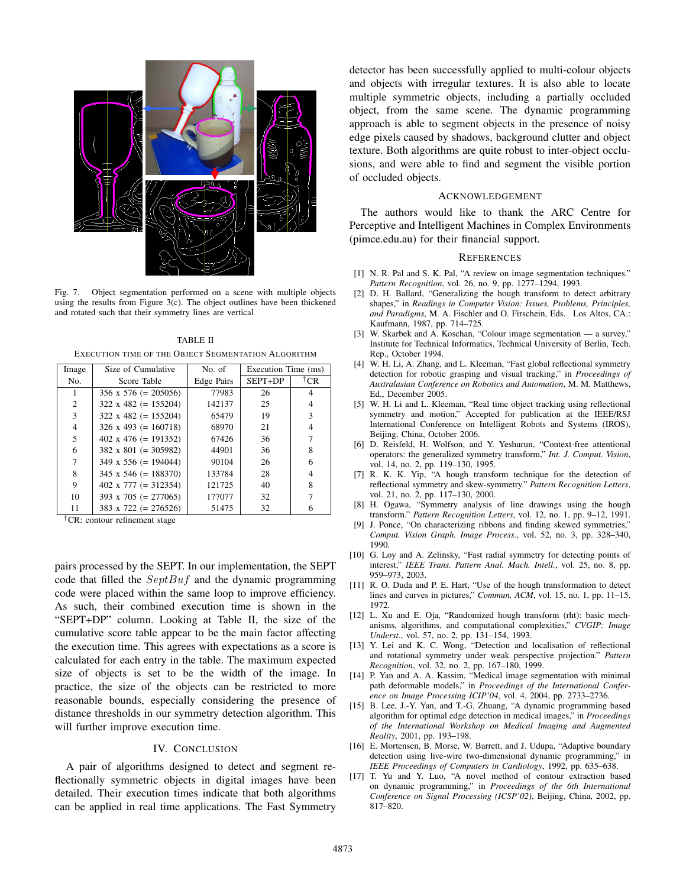Fig. 7. Object segmentation performed on a scene with multiple objects using the results from Figure 3(c). The object outlines have been thickened and rotated such that their symmetry lines are vertical

TABLE II

EXECUTION TIME OF THE OBJECT SEGMENTATION ALGORITHM

| Image No. | Size of Cumulative Score Table | No. of Edge Pairs | Execution Time (ms) | |
|---|---|---|---|---|
| | | | SEPT+DP | †CR |
| 1 | 356 x 576 (= 205056) | 77983 | 26 | 4 |
| 2 | 322 x 482 (= 155204) | 142137 | 25 | 4 |
| 3 | 322 x 482 (= 155204) | 65479 | 19 | 3 |
| 4 | 326 x 493 (= 160718) | 68970 | 21 | 4 |
| 5 | 402 x 476 (= 191352) | 67426 | 36 | 7 |
| 6 | 382 x 801 (= 305982) | 44901 | 36 | 8 |
| 7 | 349 x 556 (= 194044) | 90104 | 26 | 6 |
| 8 | 345 x 546 (= 188370) | 133784 | 28 | 4 |
| 9 | 402 x 777 (= 312354) | 121725 | 40 | 8 |
| 10 | 393 x 705 (= 277065) | 177077 | 32 | 7 |
| 11 | 383 x 722 (= 276526) | 51475 | 32 | 6 |

†CR: contour refinement stage

pairs processed by the SEPT. In our implementation, the SEPT code that filled the $SeptBuf$ and the dynamic programming code were placed within the same loop to improve efficiency. As such, their combined execution time is shown in the "SEPT+DP" column. Looking at Table II, the size of the cumulative score table appear to be the main factor affecting the execution time. This agrees with expectations as a score is calculated for each entry in the table. The maximum expected size of objects is set to be the width of the image. In practice, the size of the objects can be restricted to more reasonable bounds, especially considering the presence of distance thresholds in our symmetry detection algorithm. This will further improve execution time.

## IV. CONCLUSION

A pair of algorithms designed to detect and segment reflectionally symmetric objects in digital images have been detailed. Their execution times indicate that both algorithms can be applied in real time applications. The Fast Symmetry detector has been successfully applied to multi-colour objects and objects with irregular textures. It is also able to locate multiple symmetric objects, including a partially occluded object, from the same scene. The dynamic programming approach is able to segment objects in the presence of noisy edge pixels caused by shadows, background clutter and object texture. Both algorithms are quite robust to inter-object occlusions, and were able to find and segment the visible portion of occluded objects.

## ACKNOWLEDGEMENT

The authors would like to thank the ARC Centre for Perceptive and Intelligent Machines in Complex Environments (pimce.edu.au) for their financial support.

## REFERENCES

[1] N. R. Pal and S. K. Pal, "A review on image segmentation techniques." *Pattern Recognition*, vol. 26, no. 9, pp. 1277–1294, 1993.

[2] D. H. Ballard, "Generalizing the hough transform to detect arbitrary shapes," in *Readings in Computer Vision: Issues, Problems, Principles, and Paradigms*, M. A. Fischler and O. Firschein, Eds. Los Altos, CA.: Kaufmann, 1987, pp. 714–725.

[3] W. Skarbek and A. Koschan, "Colour image segmentation — a survey," Institute for Technical Informatics, Technical University of Berlin, Tech. Rep., October 1994.

[4] W. H. Li, A. Zhang, and L. Kleeman, "Fast global reflectional symmetry detection for robotic grasping and visual tracking," in *Proceedings of Australasian Conference on Robotics and Automation*, M. M. Matthews, Ed., December 2005.

[5] W. H. Li and L. Kleeman, "Real time object tracking using reflectional symmetry and motion," Accepted for publication at the IEEE/RSJ International Conference on Intelligent Robots and Systems (IROS), Beijing, China, October 2006.

[6] D. Reisfeld, H. Wolfson, and Y. Yeshurun, "Context-free attentional operators: the generalized symmetry transform," *Int. J. Comput. Vision*, vol. 14, no. 2, pp. 119–130, 1995.

[7] R. K. K. Yip, "A hough transform technique for the detection of reflectional symmetry and skew-symmetry." *Pattern Recognition Letters*, vol. 21, no. 2, pp. 117–130, 2000.

[8] H. Ogawa, "Symmetry analysis of line drawings using the hough transform." *Pattern Recognition Letters*, vol. 12, no. 1, pp. 9–12, 1991.

[9] J. Ponce, "On characterizing ribbons and finding skewed symmetries," *Comput. Vision Graph. Image Process.*, vol. 52, no. 3, pp. 328–340, 1990.

[10] G. Loy and A. Zelinsky, "Fast radial symmetry for detecting points of interest," *IEEE Trans. Pattern Anal. Mach. Intell.*, vol. 25, no. 8, pp. 959–973, 2003.

[11] R. O. Duda and P. E. Hart, "Use of the hough transformation to detect lines and curves in pictures," *Commun. ACM*, vol. 15, no. 1, pp. 11–15, 1972.

[12] L. Xu and E. Oja, "Randomized hough transform (rht): basic mechanisms, algorithms, and computational complexities," *CVGIP: Image Underst.*, vol. 57, no. 2, pp. 131–154, 1993.

[13] Y. Lei and K. C. Wong, "Detection and localisation of reflectional and rotational symmetry under weak perspective projection." *Pattern Recognition*, vol. 32, no. 2, pp. 167–180, 1999.

[14] P. Yan and A. A. Kassim, "Medical image segmentation with minimal path deformable models," in *Proceedings of the International Conference on Image Processing ICIP'04*, vol. 4, 2004, pp. 2733–2736.

[15] B. Lee, J.-Y. Yan, and T.-G. Zhuang, "A dynamic programming based algorithm for optimal edge detection in medical images," in *Proceedings of the International Workshop on Medical Imaging and Augmented Reality*, 2001, pp. 193–198.

[16] E. Mortensen, B. Morse, W. Barrett, and J. Udupa, "Adaptive boundary detection using live-wire two-dimensional dynamic programming," in *IEEE Proceedings of Computers in Cardiology*, 1992, pp. 635–638.

[17] T. Yu and Y. Luo, "A novel method of contour extraction based on dynamic programming," in *Proceedings of the 6th International Conference on Signal Processing (ICSP'02)*, Beijing, China, 2002, pp. 817–820.